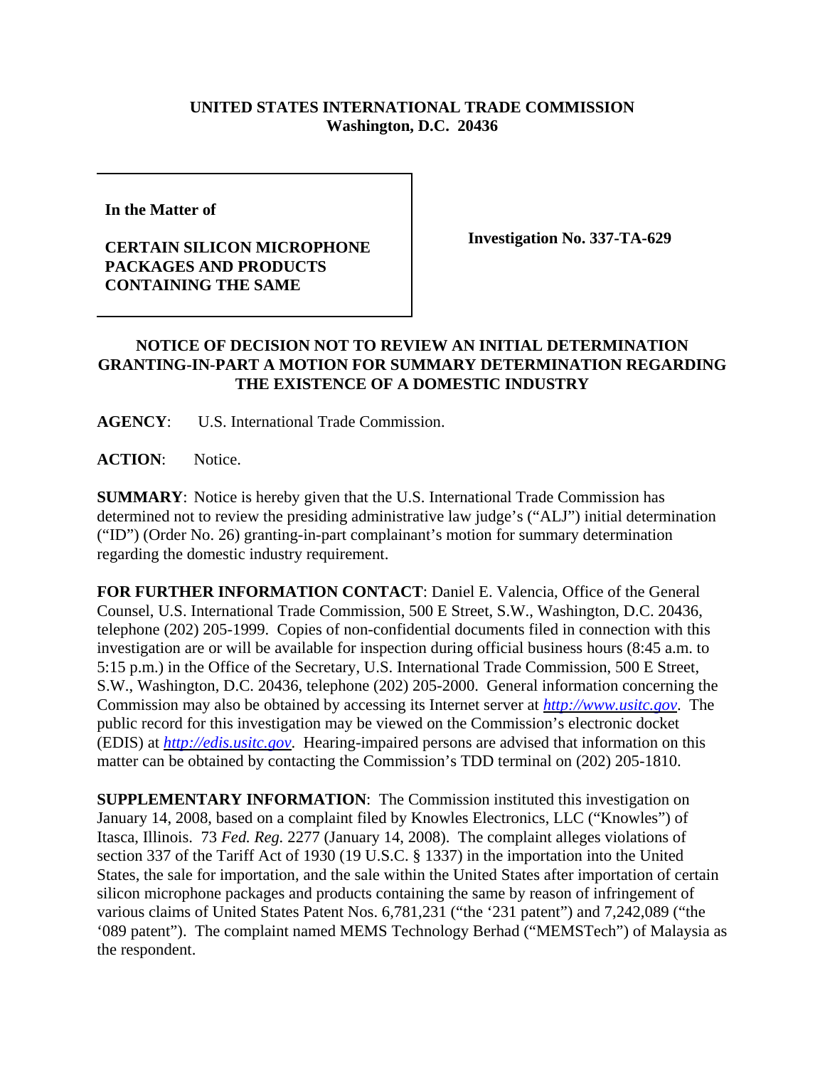**UNITED STATES INTERNATIONAL TRADE COMMISSION**
**Washington, D.C. 20436**

| | |
|---|---|
| **In the Matter of**<br><br>**CERTAIN SILICON MICROPHONE PACKAGES AND PRODUCTS CONTAINING THE SAME** | **Investigation No. 337-TA-629** |

**NOTICE OF DECISION NOT TO REVIEW AN INITIAL DETERMINATION GRANTING-IN-PART A MOTION FOR SUMMARY DETERMINATION REGARDING THE EXISTENCE OF A DOMESTIC INDUSTRY**

**AGENCY**: U.S. International Trade Commission.

**ACTION**: Notice.

**SUMMARY**: Notice is hereby given that the U.S. International Trade Commission has determined not to review the presiding administrative law judge's ("ALJ") initial determination ("ID") (Order No. 26) granting-in-part complainant's motion for summary determination regarding the domestic industry requirement.

**FOR FURTHER INFORMATION CONTACT**: Daniel E. Valencia, Office of the General Counsel, U.S. International Trade Commission, 500 E Street, S.W., Washington, D.C. 20436, telephone (202) 205-1999. Copies of non-confidential documents filed in connection with this investigation are or will be available for inspection during official business hours (8:45 a.m. to 5:15 p.m.) in the Office of the Secretary, U.S. International Trade Commission, 500 E Street, S.W., Washington, D.C. 20436, telephone (202) 205-2000. General information concerning the Commission may also be obtained by accessing its Internet server at *http://www.usitc.gov*. The public record for this investigation may be viewed on the Commission's electronic docket (EDIS) at *http://edis.usitc.gov*. Hearing-impaired persons are advised that information on this matter can be obtained by contacting the Commission's TDD terminal on (202) 205-1810.

**SUPPLEMENTARY INFORMATION**: The Commission instituted this investigation on January 14, 2008, based on a complaint filed by Knowles Electronics, LLC ("Knowles") of Itasca, Illinois. 73 *Fed. Reg.* 2277 (January 14, 2008). The complaint alleges violations of section 337 of the Tariff Act of 1930 (19 U.S.C. § 1337) in the importation into the United States, the sale for importation, and the sale within the United States after importation of certain silicon microphone packages and products containing the same by reason of infringement of various claims of United States Patent Nos. 6,781,231 ("the '231 patent") and 7,242,089 ("the '089 patent"). The complaint named MEMS Technology Berhad ("MEMSTech") of Malaysia as the respondent.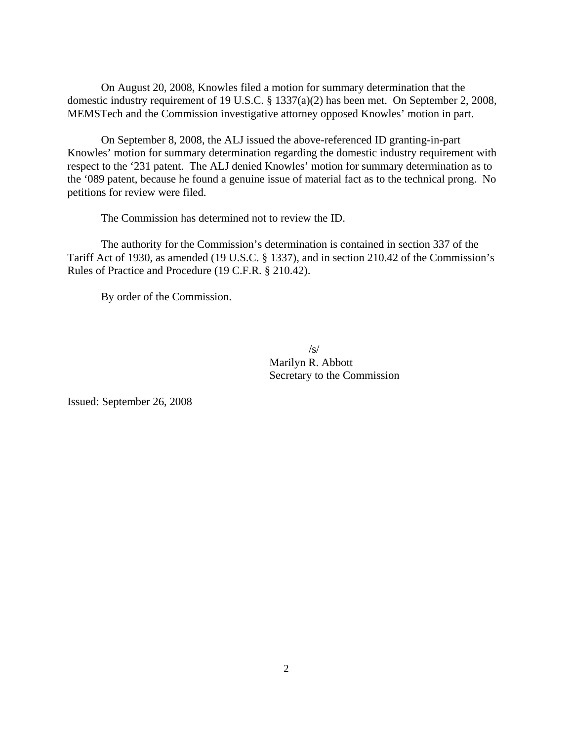On August 20, 2008, Knowles filed a motion for summary determination that the domestic industry requirement of 19 U.S.C. § 1337(a)(2) has been met. On September 2, 2008, MEMSTech and the Commission investigative attorney opposed Knowles' motion in part.

On September 8, 2008, the ALJ issued the above-referenced ID granting-in-part Knowles' motion for summary determination regarding the domestic industry requirement with respect to the '231 patent. The ALJ denied Knowles' motion for summary determination as to the '089 patent, because he found a genuine issue of material fact as to the technical prong. No petitions for review were filed.

The Commission has determined not to review the ID.

The authority for the Commission's determination is contained in section 337 of the Tariff Act of 1930, as amended (19 U.S.C. § 1337), and in section 210.42 of the Commission's Rules of Practice and Procedure (19 C.F.R. § 210.42).

By order of the Commission.

/s/
Marilyn R. Abbott
Secretary to the Commission

Issued: September 26, 2008